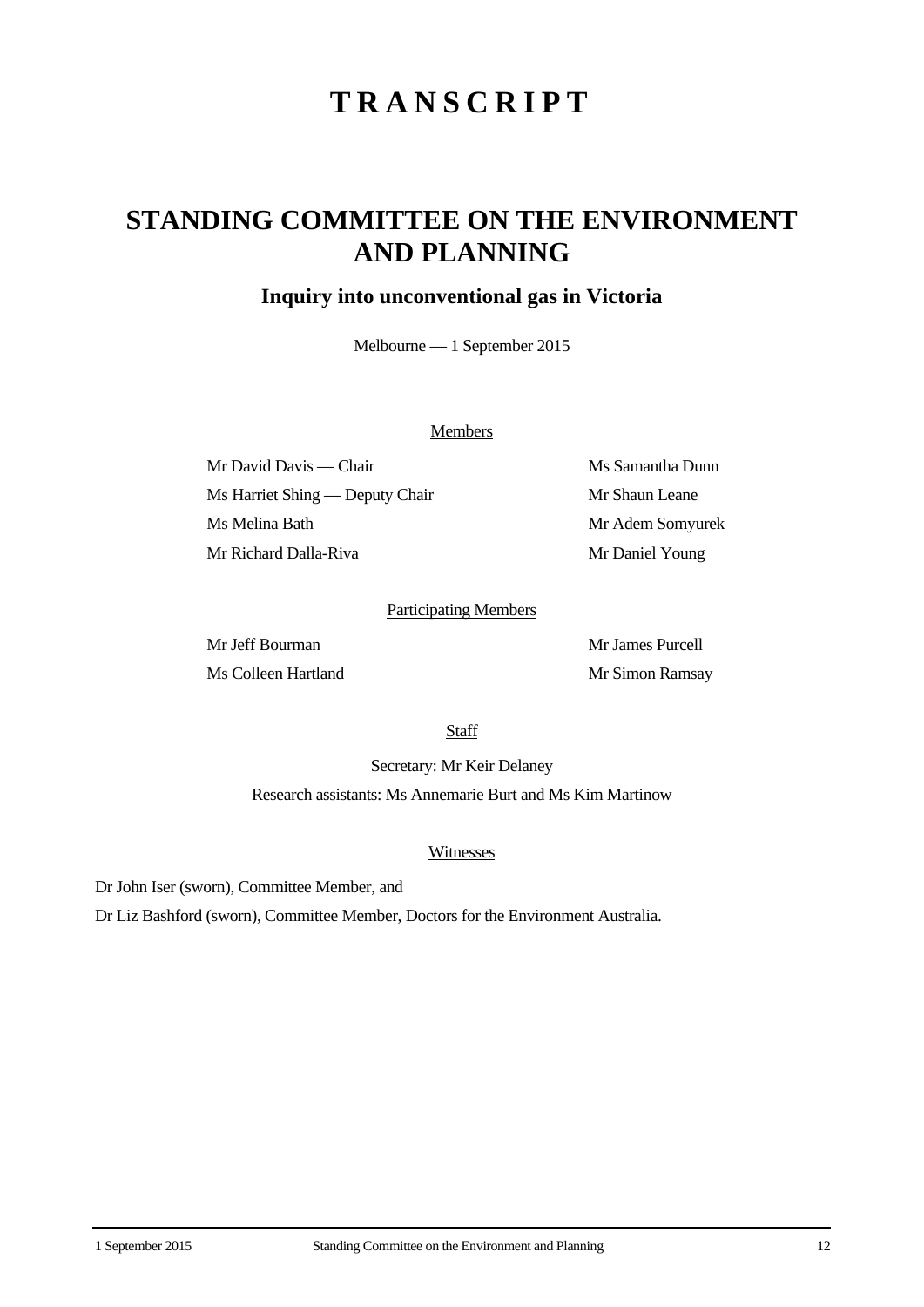# TRANSCRIPT

## STANDING COMMITTEE ON THE ENVIRONMENT AND PLANNING

### Inquiry into unconventional gas in Victoria

Melbourne — 1 September 2015

Members

Mr David Davis — Chair

Ms Harriet Shing — Deputy Chair

Ms Melina Bath

Mr Richard Dalla-Riva

Ms Samantha Dunn

Mr Shaun Leane

Mr Adem Somyurek

Mr Daniel Young

Participating Members

Mr Jeff Bourman

Ms Colleen Hartland

Mr James Purcell

Mr Simon Ramsay

Staff

Secretary: Mr Keir Delaney

Research assistants: Ms Annemarie Burt and Ms Kim Martinow

Witnesses

Dr John Iser (sworn), Committee Member, and

Dr Liz Bashford (sworn), Committee Member, Doctors for the Environment Australia.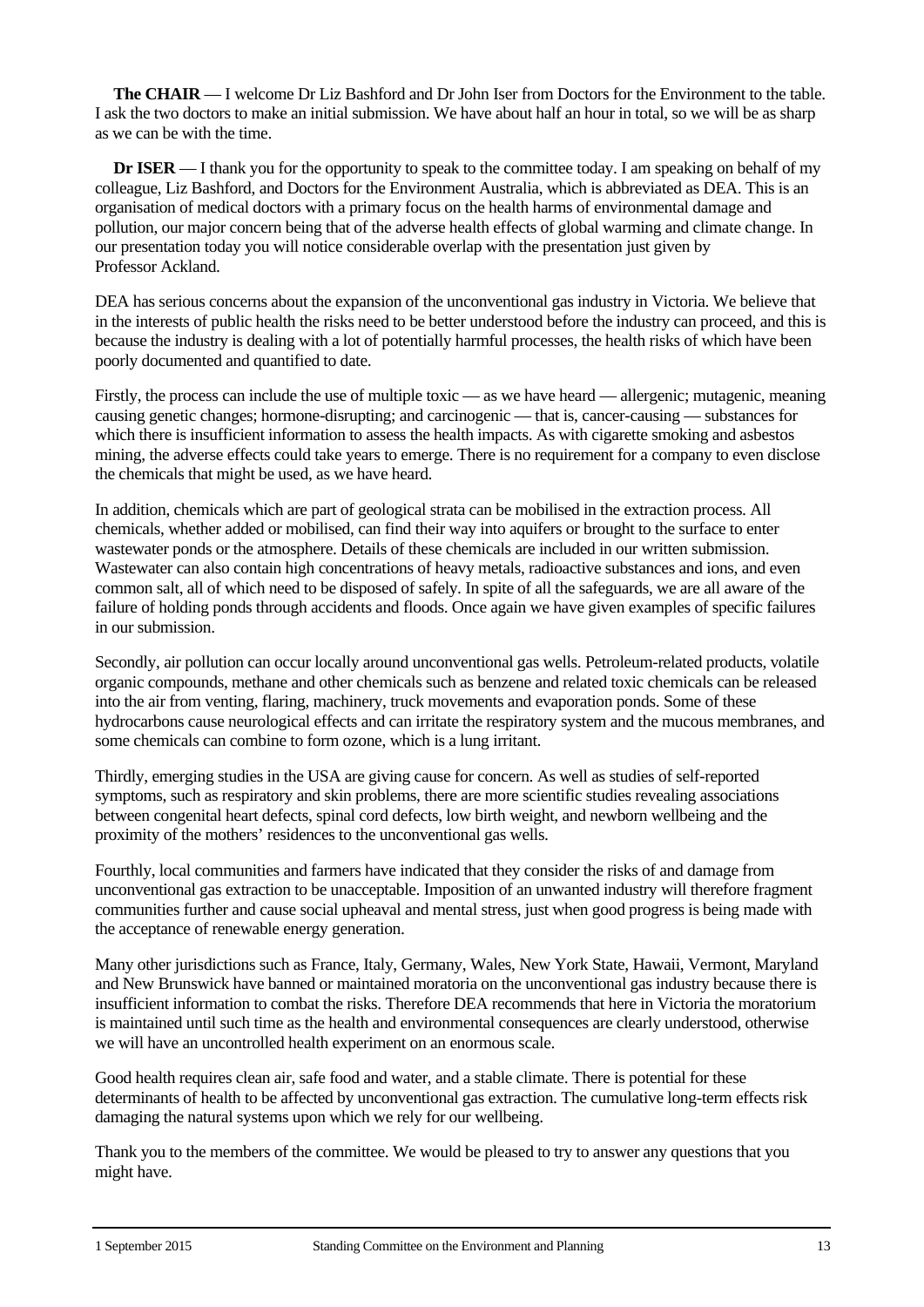**The CHAIR** — I welcome Dr Liz Bashford and Dr John Iser from Doctors for the Environment to the table. I ask the two doctors to make an initial submission. We have about half an hour in total, so we will be as sharp as we can be with the time.

**Dr ISER** — I thank you for the opportunity to speak to the committee today. I am speaking on behalf of my colleague, Liz Bashford, and Doctors for the Environment Australia, which is abbreviated as DEA. This is an organisation of medical doctors with a primary focus on the health harms of environmental damage and pollution, our major concern being that of the adverse health effects of global warming and climate change. In our presentation today you will notice considerable overlap with the presentation just given by Professor Ackland.

DEA has serious concerns about the expansion of the unconventional gas industry in Victoria. We believe that in the interests of public health the risks need to be better understood before the industry can proceed, and this is because the industry is dealing with a lot of potentially harmful processes, the health risks of which have been poorly documented and quantified to date.

Firstly, the process can include the use of multiple toxic — as we have heard — allergenic; mutagenic, meaning causing genetic changes; hormone-disrupting; and carcinogenic — that is, cancer-causing — substances for which there is insufficient information to assess the health impacts. As with cigarette smoking and asbestos mining, the adverse effects could take years to emerge. There is no requirement for a company to even disclose the chemicals that might be used, as we have heard.

In addition, chemicals which are part of geological strata can be mobilised in the extraction process. All chemicals, whether added or mobilised, can find their way into aquifers or brought to the surface to enter wastewater ponds or the atmosphere. Details of these chemicals are included in our written submission. Wastewater can also contain high concentrations of heavy metals, radioactive substances and ions, and even common salt, all of which need to be disposed of safely. In spite of all the safeguards, we are all aware of the failure of holding ponds through accidents and floods. Once again we have given examples of specific failures in our submission.

Secondly, air pollution can occur locally around unconventional gas wells. Petroleum-related products, volatile organic compounds, methane and other chemicals such as benzene and related toxic chemicals can be released into the air from venting, flaring, machinery, truck movements and evaporation ponds. Some of these hydrocarbons cause neurological effects and can irritate the respiratory system and the mucous membranes, and some chemicals can combine to form ozone, which is a lung irritant.

Thirdly, emerging studies in the USA are giving cause for concern. As well as studies of self-reported symptoms, such as respiratory and skin problems, there are more scientific studies revealing associations between congenital heart defects, spinal cord defects, low birth weight, and newborn wellbeing and the proximity of the mothers' residences to the unconventional gas wells.

Fourthly, local communities and farmers have indicated that they consider the risks of and damage from unconventional gas extraction to be unacceptable. Imposition of an unwanted industry will therefore fragment communities further and cause social upheaval and mental stress, just when good progress is being made with the acceptance of renewable energy generation.

Many other jurisdictions such as France, Italy, Germany, Wales, New York State, Hawaii, Vermont, Maryland and New Brunswick have banned or maintained moratoria on the unconventional gas industry because there is insufficient information to combat the risks. Therefore DEA recommends that here in Victoria the moratorium is maintained until such time as the health and environmental consequences are clearly understood, otherwise we will have an uncontrolled health experiment on an enormous scale.

Good health requires clean air, safe food and water, and a stable climate. There is potential for these determinants of health to be affected by unconventional gas extraction. The cumulative long-term effects risk damaging the natural systems upon which we rely for our wellbeing.

Thank you to the members of the committee. We would be pleased to try to answer any questions that you might have.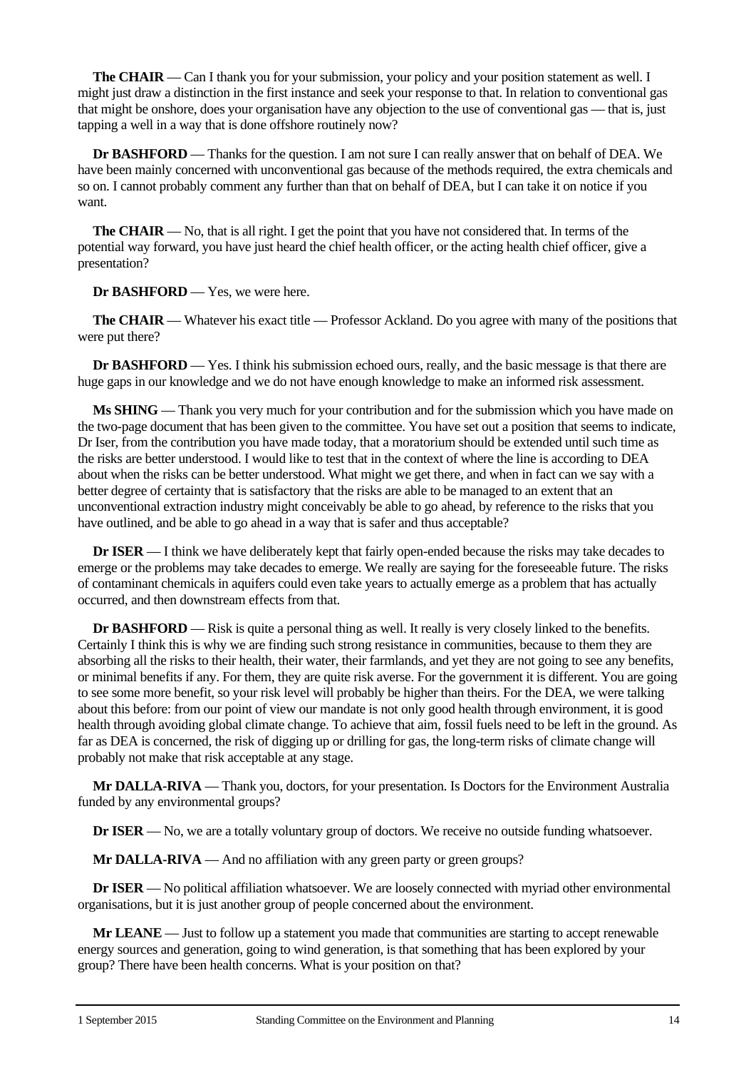**The CHAIR** — Can I thank you for your submission, your policy and your position statement as well. I might just draw a distinction in the first instance and seek your response to that. In relation to conventional gas that might be onshore, does your organisation have any objection to the use of conventional gas — that is, just tapping a well in a way that is done offshore routinely now?

**Dr BASHFORD** — Thanks for the question. I am not sure I can really answer that on behalf of DEA. We have been mainly concerned with unconventional gas because of the methods required, the extra chemicals and so on. I cannot probably comment any further than that on behalf of DEA, but I can take it on notice if you want.

**The CHAIR** — No, that is all right. I get the point that you have not considered that. In terms of the potential way forward, you have just heard the chief health officer, or the acting health chief officer, give a presentation?

**Dr BASHFORD** — Yes, we were here.

**The CHAIR** — Whatever his exact title — Professor Ackland. Do you agree with many of the positions that were put there?

**Dr BASHFORD** — Yes. I think his submission echoed ours, really, and the basic message is that there are huge gaps in our knowledge and we do not have enough knowledge to make an informed risk assessment.

**Ms SHING** — Thank you very much for your contribution and for the submission which you have made on the two-page document that has been given to the committee. You have set out a position that seems to indicate, Dr Iser, from the contribution you have made today, that a moratorium should be extended until such time as the risks are better understood. I would like to test that in the context of where the line is according to DEA about when the risks can be better understood. What might we get there, and when in fact can we say with a better degree of certainty that is satisfactory that the risks are able to be managed to an extent that an unconventional extraction industry might conceivably be able to go ahead, by reference to the risks that you have outlined, and be able to go ahead in a way that is safer and thus acceptable?

**Dr ISER** — I think we have deliberately kept that fairly open-ended because the risks may take decades to emerge or the problems may take decades to emerge. We really are saying for the foreseeable future. The risks of contaminant chemicals in aquifers could even take years to actually emerge as a problem that has actually occurred, and then downstream effects from that.

**Dr BASHFORD** — Risk is quite a personal thing as well. It really is very closely linked to the benefits. Certainly I think this is why we are finding such strong resistance in communities, because to them they are absorbing all the risks to their health, their water, their farmlands, and yet they are not going to see any benefits, or minimal benefits if any. For them, they are quite risk averse. For the government it is different. You are going to see some more benefit, so your risk level will probably be higher than theirs. For the DEA, we were talking about this before: from our point of view our mandate is not only good health through environment, it is good health through avoiding global climate change. To achieve that aim, fossil fuels need to be left in the ground. As far as DEA is concerned, the risk of digging up or drilling for gas, the long-term risks of climate change will probably not make that risk acceptable at any stage.

**Mr DALLA-RIVA** — Thank you, doctors, for your presentation. Is Doctors for the Environment Australia funded by any environmental groups?

**Dr ISER** — No, we are a totally voluntary group of doctors. We receive no outside funding whatsoever.

**Mr DALLA-RIVA** — And no affiliation with any green party or green groups?

**Dr ISER** — No political affiliation whatsoever. We are loosely connected with myriad other environmental organisations, but it is just another group of people concerned about the environment.

**Mr LEANE** — Just to follow up a statement you made that communities are starting to accept renewable energy sources and generation, going to wind generation, is that something that has been explored by your group? There have been health concerns. What is your position on that?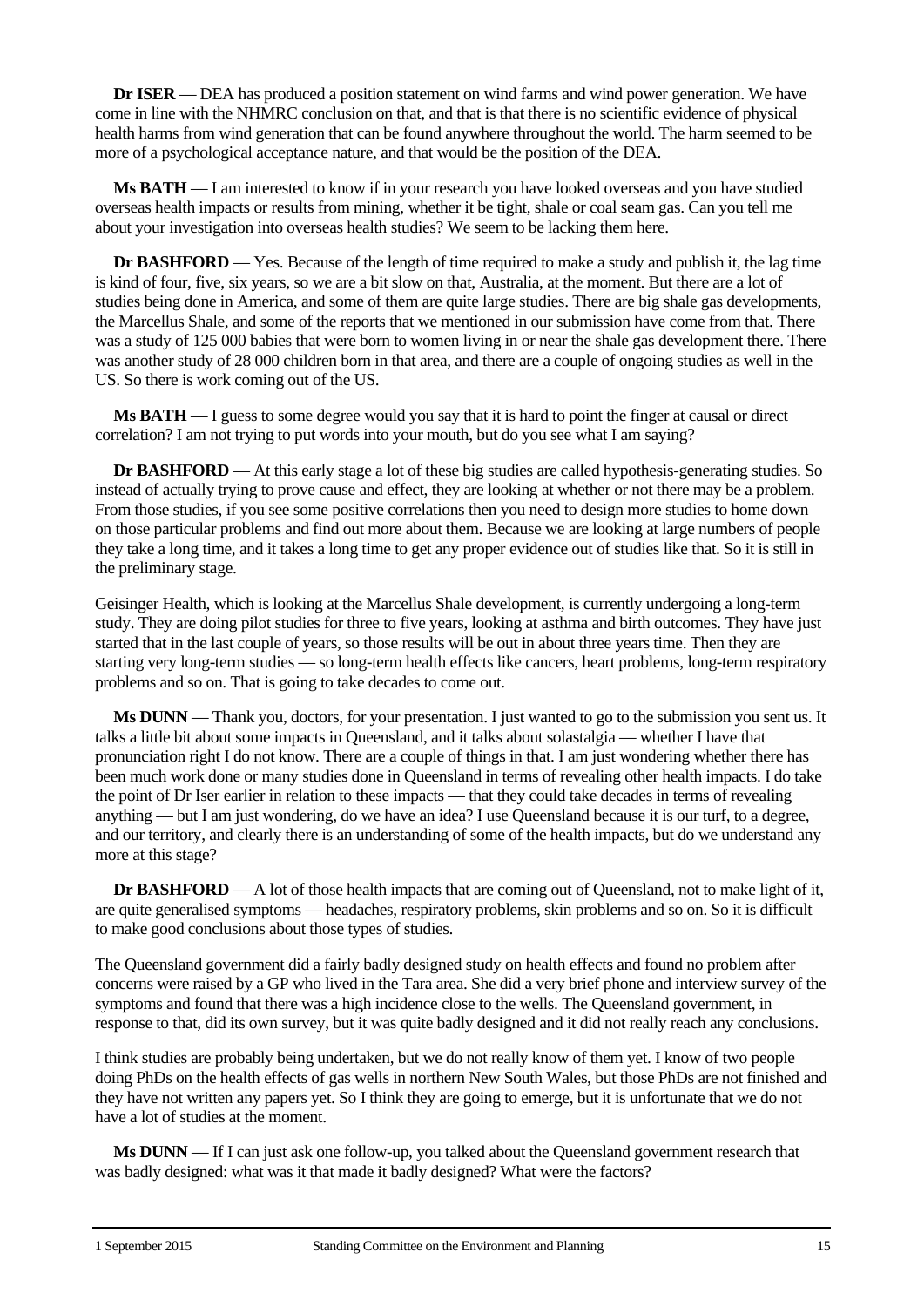**Dr ISER** — DEA has produced a position statement on wind farms and wind power generation. We have come in line with the NHMRC conclusion on that, and that is that there is no scientific evidence of physical health harms from wind generation that can be found anywhere throughout the world. The harm seemed to be more of a psychological acceptance nature, and that would be the position of the DEA.

**Ms BATH** — I am interested to know if in your research you have looked overseas and you have studied overseas health impacts or results from mining, whether it be tight, shale or coal seam gas. Can you tell me about your investigation into overseas health studies? We seem to be lacking them here.

**Dr BASHFORD** — Yes. Because of the length of time required to make a study and publish it, the lag time is kind of four, five, six years, so we are a bit slow on that, Australia, at the moment. But there are a lot of studies being done in America, and some of them are quite large studies. There are big shale gas developments, the Marcellus Shale, and some of the reports that we mentioned in our submission have come from that. There was a study of 125 000 babies that were born to women living in or near the shale gas development there. There was another study of 28 000 children born in that area, and there are a couple of ongoing studies as well in the US. So there is work coming out of the US.

**Ms BATH** — I guess to some degree would you say that it is hard to point the finger at causal or direct correlation? I am not trying to put words into your mouth, but do you see what I am saying?

**Dr BASHFORD** — At this early stage a lot of these big studies are called hypothesis-generating studies. So instead of actually trying to prove cause and effect, they are looking at whether or not there may be a problem. From those studies, if you see some positive correlations then you need to design more studies to home down on those particular problems and find out more about them. Because we are looking at large numbers of people they take a long time, and it takes a long time to get any proper evidence out of studies like that. So it is still in the preliminary stage.

Geisinger Health, which is looking at the Marcellus Shale development, is currently undergoing a long-term study. They are doing pilot studies for three to five years, looking at asthma and birth outcomes. They have just started that in the last couple of years, so those results will be out in about three years time. Then they are starting very long-term studies — so long-term health effects like cancers, heart problems, long-term respiratory problems and so on. That is going to take decades to come out.

**Ms DUNN** — Thank you, doctors, for your presentation. I just wanted to go to the submission you sent us. It talks a little bit about some impacts in Queensland, and it talks about solastalgia — whether I have that pronunciation right I do not know. There are a couple of things in that. I am just wondering whether there has been much work done or many studies done in Queensland in terms of revealing other health impacts. I do take the point of Dr Iser earlier in relation to these impacts — that they could take decades in terms of revealing anything — but I am just wondering, do we have an idea? I use Queensland because it is our turf, to a degree, and our territory, and clearly there is an understanding of some of the health impacts, but do we understand any more at this stage?

**Dr BASHFORD** — A lot of those health impacts that are coming out of Queensland, not to make light of it, are quite generalised symptoms — headaches, respiratory problems, skin problems and so on. So it is difficult to make good conclusions about those types of studies.

The Queensland government did a fairly badly designed study on health effects and found no problem after concerns were raised by a GP who lived in the Tara area. She did a very brief phone and interview survey of the symptoms and found that there was a high incidence close to the wells. The Queensland government, in response to that, did its own survey, but it was quite badly designed and it did not really reach any conclusions.

I think studies are probably being undertaken, but we do not really know of them yet. I know of two people doing PhDs on the health effects of gas wells in northern New South Wales, but those PhDs are not finished and they have not written any papers yet. So I think they are going to emerge, but it is unfortunate that we do not have a lot of studies at the moment.

**Ms DUNN** — If I can just ask one follow-up, you talked about the Queensland government research that was badly designed: what was it that made it badly designed? What were the factors?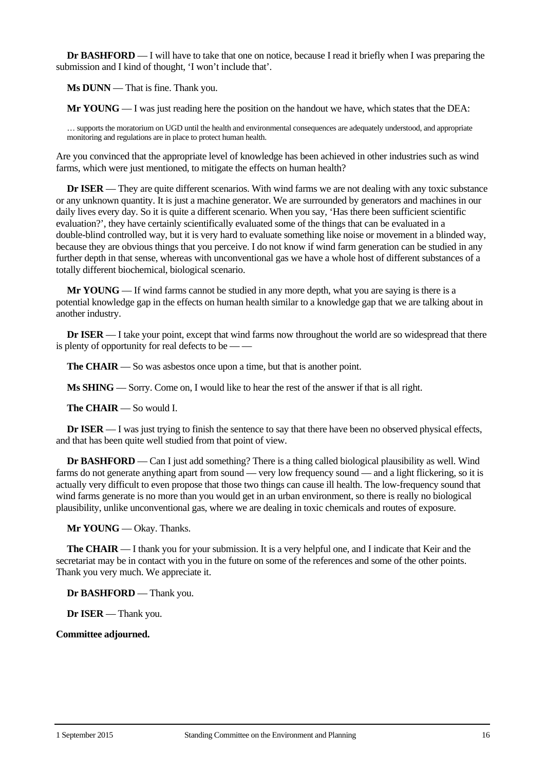**Dr BASHFORD** — I will have to take that one on notice, because I read it briefly when I was preparing the submission and I kind of thought, 'I won't include that'.

**Ms DUNN** — That is fine. Thank you.

**Mr YOUNG** — I was just reading here the position on the handout we have, which states that the DEA:

> … supports the moratorium on UGD until the health and environmental consequences are adequately understood, and appropriate monitoring and regulations are in place to protect human health.

Are you convinced that the appropriate level of knowledge has been achieved in other industries such as wind farms, which were just mentioned, to mitigate the effects on human health?

**Dr ISER** — They are quite different scenarios. With wind farms we are not dealing with any toxic substance or any unknown quantity. It is just a machine generator. We are surrounded by generators and machines in our daily lives every day. So it is quite a different scenario. When you say, 'Has there been sufficient scientific evaluation?', they have certainly scientifically evaluated some of the things that can be evaluated in a double-blind controlled way, but it is very hard to evaluate something like noise or movement in a blinded way, because they are obvious things that you perceive. I do not know if wind farm generation can be studied in any further depth in that sense, whereas with unconventional gas we have a whole host of different substances of a totally different biochemical, biological scenario.

**Mr YOUNG** — If wind farms cannot be studied in any more depth, what you are saying is there is a potential knowledge gap in the effects on human health similar to a knowledge gap that we are talking about in another industry.

**Dr ISER** — I take your point, except that wind farms now throughout the world are so widespread that there is plenty of opportunity for real defects to be — —

**The CHAIR** — So was asbestos once upon a time, but that is another point.

**Ms SHING** — Sorry. Come on, I would like to hear the rest of the answer if that is all right.

**The CHAIR** — So would I.

**Dr ISER** — I was just trying to finish the sentence to say that there have been no observed physical effects, and that has been quite well studied from that point of view.

**Dr BASHFORD** — Can I just add something? There is a thing called biological plausibility as well. Wind farms do not generate anything apart from sound — very low frequency sound — and a light flickering, so it is actually very difficult to even propose that those two things can cause ill health. The low-frequency sound that wind farms generate is no more than you would get in an urban environment, so there is really no biological plausibility, unlike unconventional gas, where we are dealing in toxic chemicals and routes of exposure.

**Mr YOUNG** — Okay. Thanks.

**The CHAIR** — I thank you for your submission. It is a very helpful one, and I indicate that Keir and the secretariat may be in contact with you in the future on some of the references and some of the other points. Thank you very much. We appreciate it.

**Dr BASHFORD** — Thank you.

**Dr ISER** — Thank you.

**Committee adjourned.**